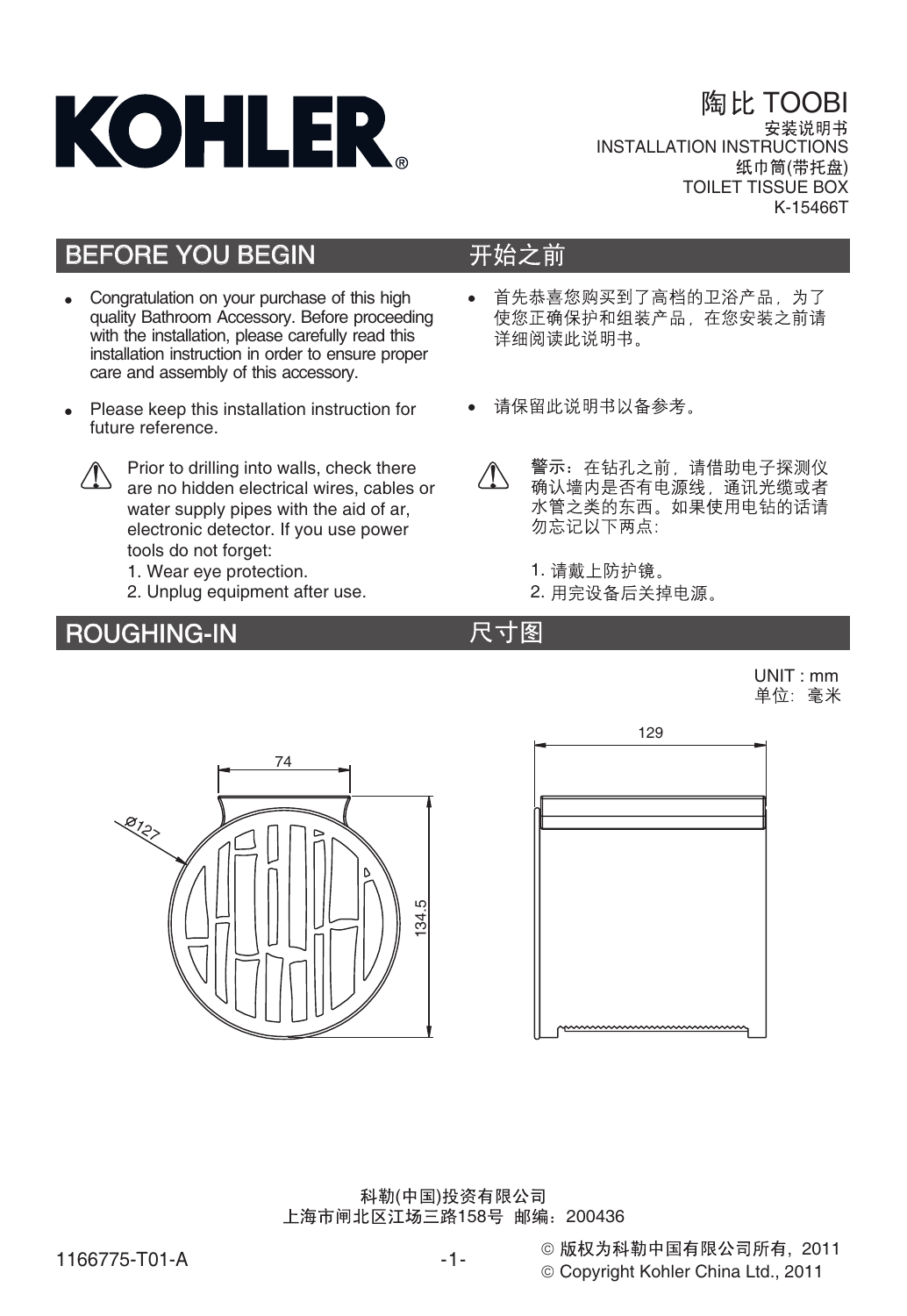# KOHLER®

陶比 TOOBI
安装说明书
INSTALLATION INSTRUCTIONS
纸巾筒(带托盘)
TOILET TISSUE BOX
K-15466T

## BEFORE YOU BEGIN

- Congratulation on your purchase of this high quality Bathroom Accessory. Before proceeding with the installation, please carefully read this installation instruction in order to ensure proper care and assembly of this accessory.
- Please keep this installation instruction for future reference.

⚠ Prior to drilling into walls, check there are no hidden electrical wires, cables or water supply pipes with the aid of ar, electronic detector. If you use power tools do not forget:
1. Wear eye protection.
2. Unplug equipment after use.

## 开始之前

- 首先恭喜您购买到了高档的卫浴产品，为了使您正确保护和组装产品，在您安装之前请详细阅读此说明书。
- 请保留此说明书以备参考。

⚠ 警示：在钻孔之前，请借助电子探测仪确认墙内是否有电源线，通讯光缆或者水管之类的东西。如果使用电钻的话请勿忘记以下两点：

1. 请戴上防护镜。
2. 用完设备后关掉电源。

## ROUGHING-IN

## 尺寸图

UNIT : mm
单位：毫米

74

Ø127

134.5

129

科勒(中国)投资有限公司
上海市闸北区江场三路158号 邮编：200436

1166775-T01-A

© 版权为科勒中国有限公司所有，2011
© Copyright Kohler China Ltd., 2011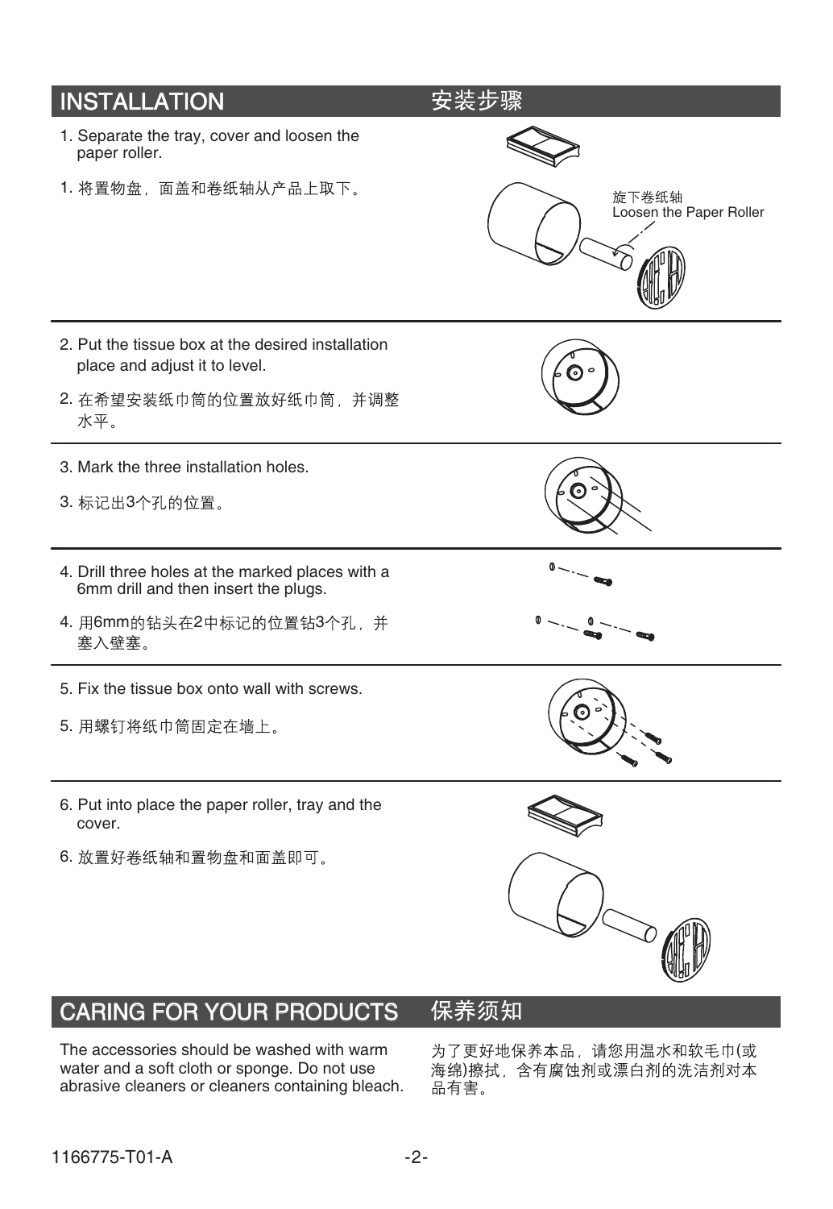## INSTALLATION 安装步骤

1. Separate the tray, cover and loosen the paper roller.

1. 将置物盘，面盖和卷纸轴从产品上取下。

旋下卷纸轴
Loosen the Paper Roller

2. Put the tissue box at the desired installation place and adjust it to level.

2. 在希望安装纸巾筒的位置放好纸巾筒，并调整水平。

3. Mark the three installation holes.

3. 标记出3个孔的位置。

4. Drill three holes at the marked places with a 6mm drill and then insert the plugs.

4. 用6mm的钻头在2中标记的位置钻3个孔，并塞入壁塞。

5. Fix the tissue box onto wall with screws.

5. 用螺钉将纸巾筒固定在墙上。

6. Put into place the paper roller, tray and the cover.

6. 放置好卷纸轴和置物盘和面盖即可。

## CARING FOR YOUR PRODUCTS 保养须知

The accessories should be washed with warm water and a soft cloth or sponge. Do not use abrasive cleaners or cleaners containing bleach.

为了更好地保养本品，请您用温水和软毛巾(或海绵)擦拭，含有腐蚀剂或漂白剂的洗洁剂对本品有害。

1166775-T01-A